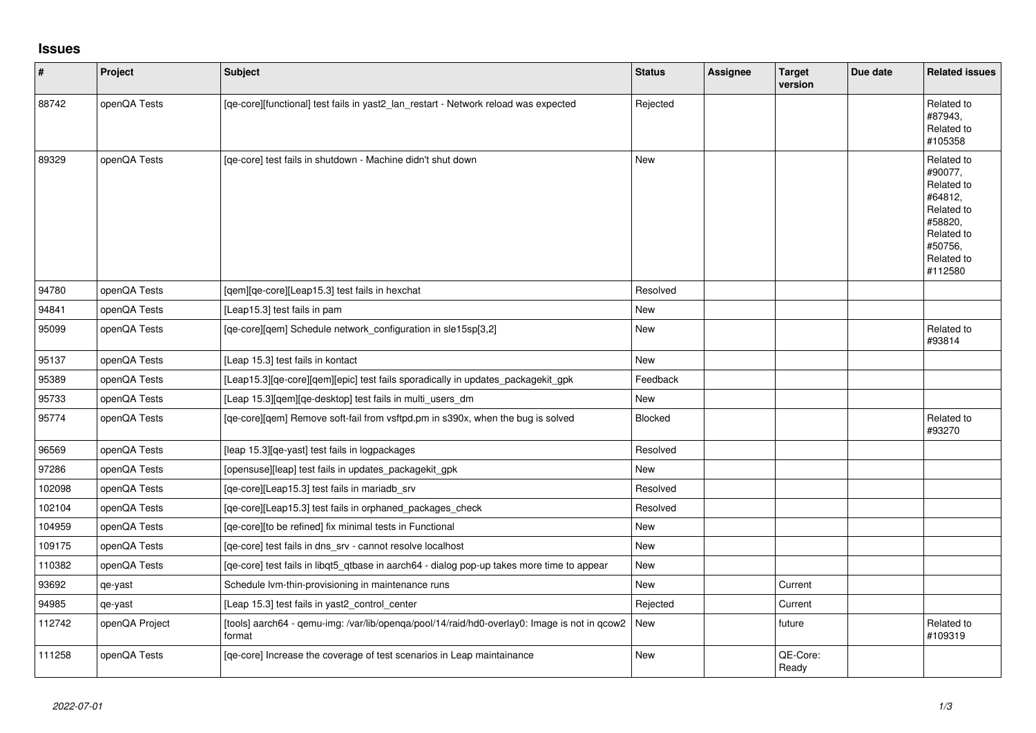## Issues

| # | Project | Subject | Status | Assignee | Target version | Due date | Related issues |
|---|---|---|---|---|---|---|---|
| 88742 | openQA Tests | [qe-core][functional] test fails in yast2_lan_restart - Network reload was expected | Rejected | | | | Related to #87943, Related to #105358 |
| 89329 | openQA Tests | [qe-core] test fails in shutdown - Machine didn't shut down | New | | | | Related to #90077, Related to #64812, Related to #58820, Related to #50756, Related to #112580 |
| 94780 | openQA Tests | [qem][qe-core][Leap15.3] test fails in hexchat | Resolved | | | | |
| 94841 | openQA Tests | [Leap15.3] test fails in pam | New | | | | |
| 95099 | openQA Tests | [qe-core][qem] Schedule network_configuration in sle15sp[3,2] | New | | | | Related to #93814 |
| 95137 | openQA Tests | [Leap 15.3] test fails in kontact | New | | | | |
| 95389 | openQA Tests | [Leap15.3][qe-core][qem][epic] test fails sporadically in updates_packagekit_gpk | Feedback | | | | |
| 95733 | openQA Tests | [Leap 15.3][qem][qe-desktop] test fails in multi_users_dm | New | | | | |
| 95774 | openQA Tests | [qe-core][qem] Remove soft-fail from vsftpd.pm in s390x, when the bug is solved | Blocked | | | | Related to #93270 |
| 96569 | openQA Tests | [leap 15.3][qe-yast] test fails in logpackages | Resolved | | | | |
| 97286 | openQA Tests | [opensuse][leap] test fails in updates_packagekit_gpk | New | | | | |
| 102098 | openQA Tests | [qe-core][Leap15.3] test fails in mariadb_srv | Resolved | | | | |
| 102104 | openQA Tests | [qe-core][Leap15.3] test fails in orphaned_packages_check | Resolved | | | | |
| 104959 | openQA Tests | [qe-core][to be refined] fix minimal tests in Functional | New | | | | |
| 109175 | openQA Tests | [qe-core] test fails in dns_srv - cannot resolve localhost | New | | | | |
| 110382 | openQA Tests | [qe-core] test fails in libqt5_qtbase in aarch64 - dialog pop-up takes more time to appear | New | | | | |
| 93692 | qe-yast | Schedule lvm-thin-provisioning in maintenance runs | New | | Current | | |
| 94985 | qe-yast | [Leap 15.3] test fails in yast2_control_center | Rejected | | Current | | |
| 112742 | openQA Project | [tools] aarch64 - qemu-img: /var/lib/openqa/pool/14/raid/hd0-overlay0: Image is not in qcow2 format | New | | future | | Related to #109319 |
| 111258 | openQA Tests | [qe-core] Increase the coverage of test scenarios in Leap maintainance | New | | QE-Core: Ready | | |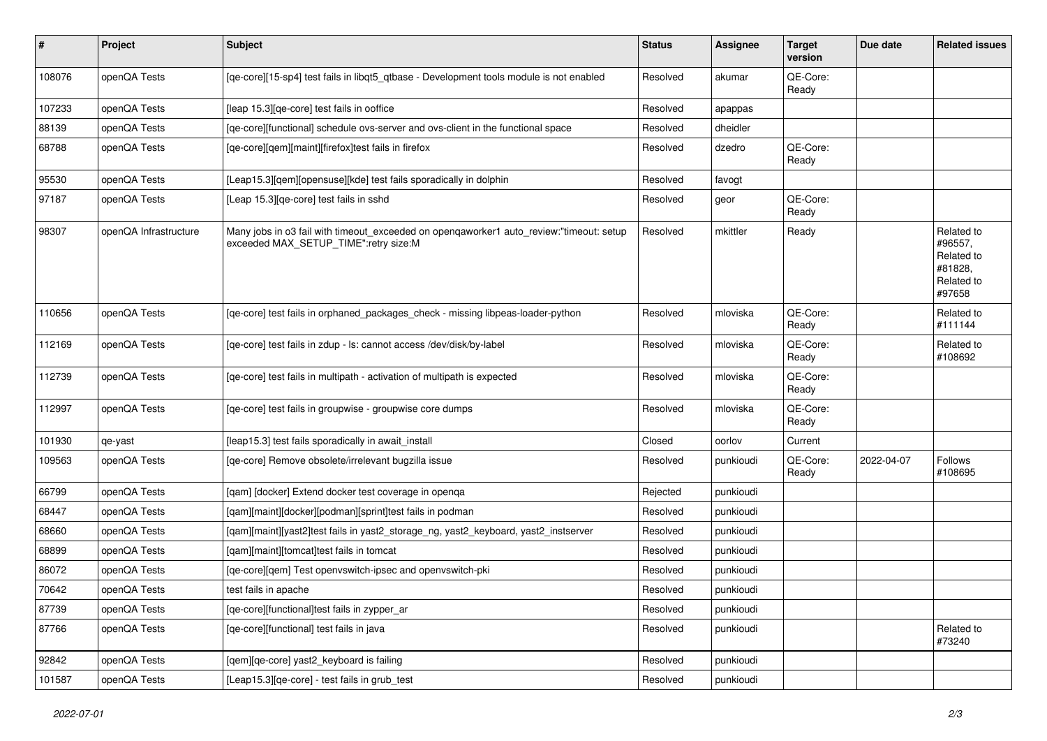| # | Project | Subject | Status | Assignee | Target version | Due date | Related issues |
|---|---|---|---|---|---|---|---|
| 108076 | openQA Tests | [qe-core][15-sp4] test fails in libqt5_qtbase - Development tools module is not enabled | Resolved | akumar | QE-Core: Ready | | |
| 107233 | openQA Tests | [leap 15.3][qe-core] test fails in ooffice | Resolved | apappas | | | |
| 88139 | openQA Tests | [qe-core][functional] schedule ovs-server and ovs-client in the functional space | Resolved | dheidler | | | |
| 68788 | openQA Tests | [qe-core][qem][maint][firefox]test fails in firefox | Resolved | dzedro | QE-Core: Ready | | |
| 95530 | openQA Tests | [Leap15.3][qem][opensuse][kde] test fails sporadically in dolphin | Resolved | favogt | | | |
| 97187 | openQA Tests | [Leap 15.3][qe-core] test fails in sshd | Resolved | geor | QE-Core: Ready | | |
| 98307 | openQA Infrastructure | Many jobs in o3 fail with timeout_exceeded on openqaworker1 auto_review:"timeout: setup exceeded MAX_SETUP_TIME":retry size:M | Resolved | mkittler | Ready | | Related to #96557, Related to #81828, Related to #97658 |
| 110656 | openQA Tests | [qe-core] test fails in orphaned_packages_check - missing libpeas-loader-python | Resolved | mloviska | QE-Core: Ready | | Related to #111144 |
| 112169 | openQA Tests | [qe-core] test fails in zdup - ls: cannot access /dev/disk/by-label | Resolved | mloviska | QE-Core: Ready | | Related to #108692 |
| 112739 | openQA Tests | [qe-core] test fails in multipath - activation of multipath is expected | Resolved | mloviska | QE-Core: Ready | | |
| 112997 | openQA Tests | [qe-core] test fails in groupwise - groupwise core dumps | Resolved | mloviska | QE-Core: Ready | | |
| 101930 | qe-yast | [leap15.3] test fails sporadically in await_install | Closed | oorlov | Current | | |
| 109563 | openQA Tests | [qe-core] Remove obsolete/irrelevant bugzilla issue | Resolved | punkioudi | QE-Core: Ready | 2022-04-07 | Follows #108695 |
| 66799 | openQA Tests | [qam] [docker] Extend docker test coverage in openqa | Rejected | punkioudi | | | |
| 68447 | openQA Tests | [qam][maint][docker][podman][sprint]test fails in podman | Resolved | punkioudi | | | |
| 68660 | openQA Tests | [qam][maint][yast2]test fails in yast2_storage_ng, yast2_keyboard, yast2_instserver | Resolved | punkioudi | | | |
| 68899 | openQA Tests | [qam][maint][tomcat]test fails in tomcat | Resolved | punkioudi | | | |
| 86072 | openQA Tests | [qe-core][qem] Test openvswitch-ipsec and openvswitch-pki | Resolved | punkioudi | | | |
| 70642 | openQA Tests | test fails in apache | Resolved | punkioudi | | | |
| 87739 | openQA Tests | [qe-core][functional]test fails in zypper_ar | Resolved | punkioudi | | | |
| 87766 | openQA Tests | [qe-core][functional] test fails in java | Resolved | punkioudi | | | Related to #73240 |
| 92842 | openQA Tests | [qem][qe-core] yast2_keyboard is failing | Resolved | punkioudi | | | |
| 101587 | openQA Tests | [Leap15.3][qe-core] - test fails in grub_test | Resolved | punkioudi | | | |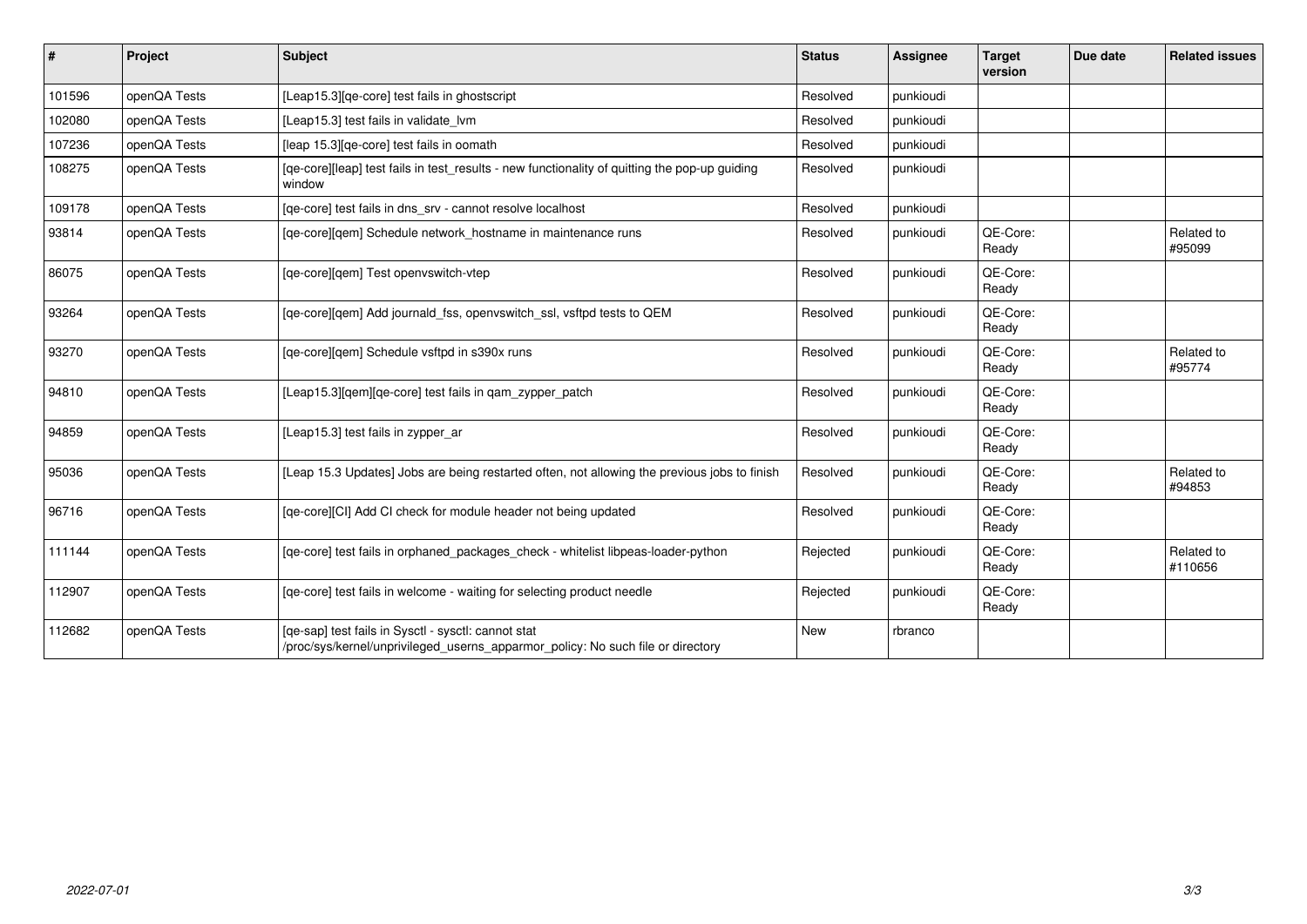| # | Project | Subject | Status | Assignee | Target version | Due date | Related issues |
|---|---|---|---|---|---|---|---|
| 101596 | openQA Tests | [Leap15.3][qe-core] test fails in ghostscript | Resolved | punkioudi | | | |
| 102080 | openQA Tests | [Leap15.3] test fails in validate_lvm | Resolved | punkioudi | | | |
| 107236 | openQA Tests | [leap 15.3][qe-core] test fails in oomath | Resolved | punkioudi | | | |
| 108275 | openQA Tests | [qe-core][leap] test fails in test_results - new functionality of quitting the pop-up guiding window | Resolved | punkioudi | | | |
| 109178 | openQA Tests | [qe-core] test fails in dns_srv - cannot resolve localhost | Resolved | punkioudi | | | |
| 93814 | openQA Tests | [qe-core][qem] Schedule network_hostname in maintenance runs | Resolved | punkioudi | QE-Core: Ready | | Related to #95099 |
| 86075 | openQA Tests | [qe-core][qem] Test openvswitch-vtep | Resolved | punkioudi | QE-Core: Ready | | |
| 93264 | openQA Tests | [qe-core][qem] Add journald_fss, openvswitch_ssl, vsftpd tests to QEM | Resolved | punkioudi | QE-Core: Ready | | |
| 93270 | openQA Tests | [qe-core][qem] Schedule vsftpd in s390x runs | Resolved | punkioudi | QE-Core: Ready | | Related to #95774 |
| 94810 | openQA Tests | [Leap15.3][qem][qe-core] test fails in qam_zypper_patch | Resolved | punkioudi | QE-Core: Ready | | |
| 94859 | openQA Tests | [Leap15.3] test fails in zypper_ar | Resolved | punkioudi | QE-Core: Ready | | |
| 95036 | openQA Tests | [Leap 15.3 Updates] Jobs are being restarted often, not allowing the previous jobs to finish | Resolved | punkioudi | QE-Core: Ready | | Related to #94853 |
| 96716 | openQA Tests | [qe-core][CI] Add CI check for module header not being updated | Resolved | punkioudi | QE-Core: Ready | | |
| 111144 | openQA Tests | [qe-core] test fails in orphaned_packages_check - whitelist libpeas-loader-python | Rejected | punkioudi | QE-Core: Ready | | Related to #110656 |
| 112907 | openQA Tests | [qe-core] test fails in welcome - waiting for selecting product needle | Rejected | punkioudi | QE-Core: Ready | | |
| 112682 | openQA Tests | [qe-sap] test fails in Sysctl - sysctl: cannot stat /proc/sys/kernel/unprivileged_userns_apparmor_policy: No such file or directory | New | rbranco | | | |